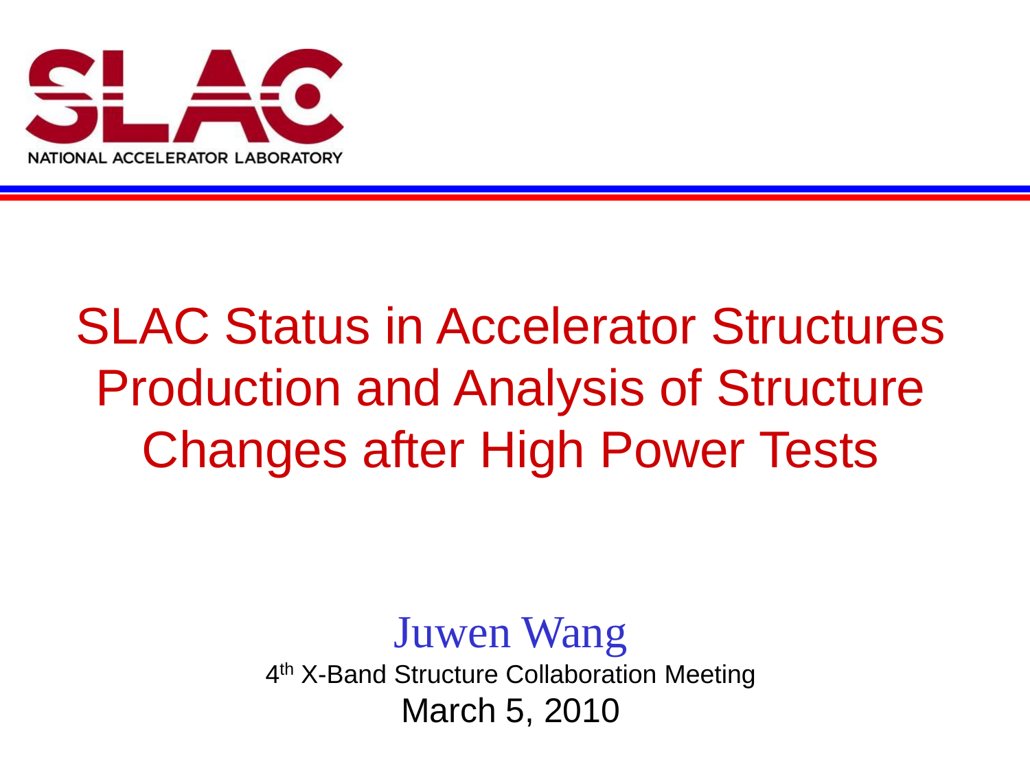SLAC NATIONAL ACCELERATOR LABORATORY

# SLAC Status in Accelerator Structures Production and Analysis of Structure Changes after High Power Tests

Juwen Wang

4th X-Band Structure Collaboration Meeting

March 5, 2010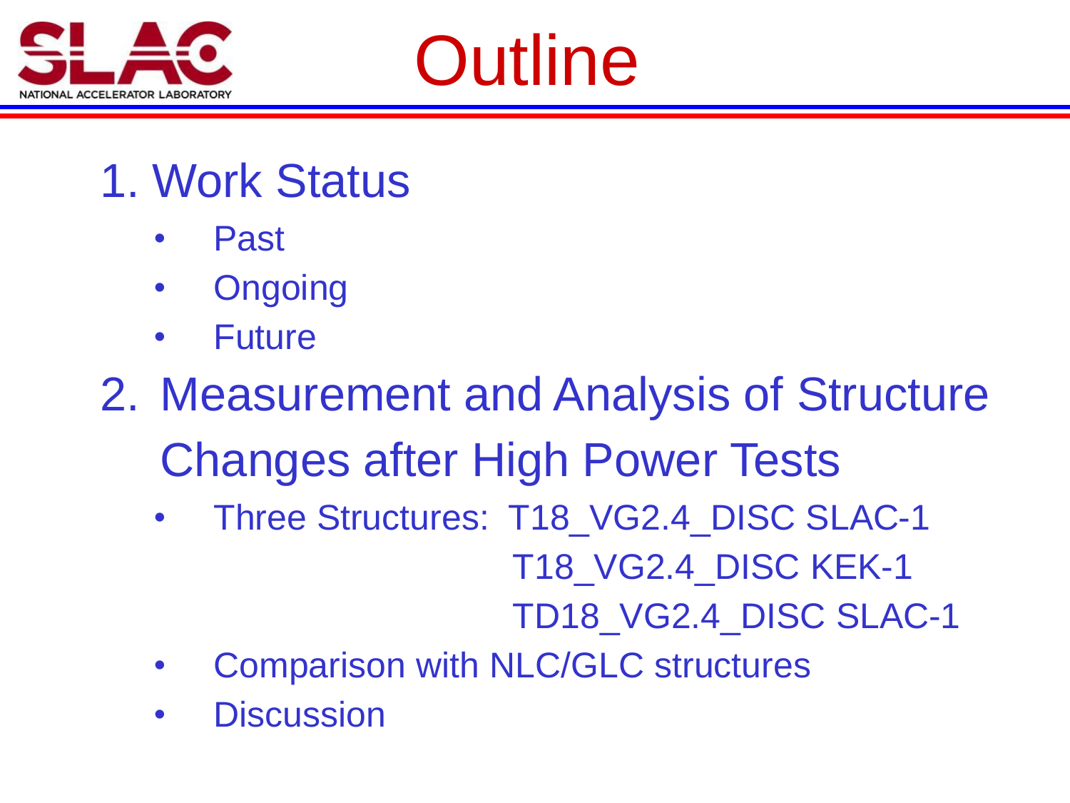# Outline

1. Work Status
   - Past
   - Ongoing
   - Future
2. Measurement and Analysis of Structure Changes after High Power Tests
   - Three Structures: T18_VG2.4_DISC SLAC-1
     T18_VG2.4_DISC KEK-1
     TD18_VG2.4_DISC SLAC-1
   - Comparison with NLC/GLC structures
   - Discussion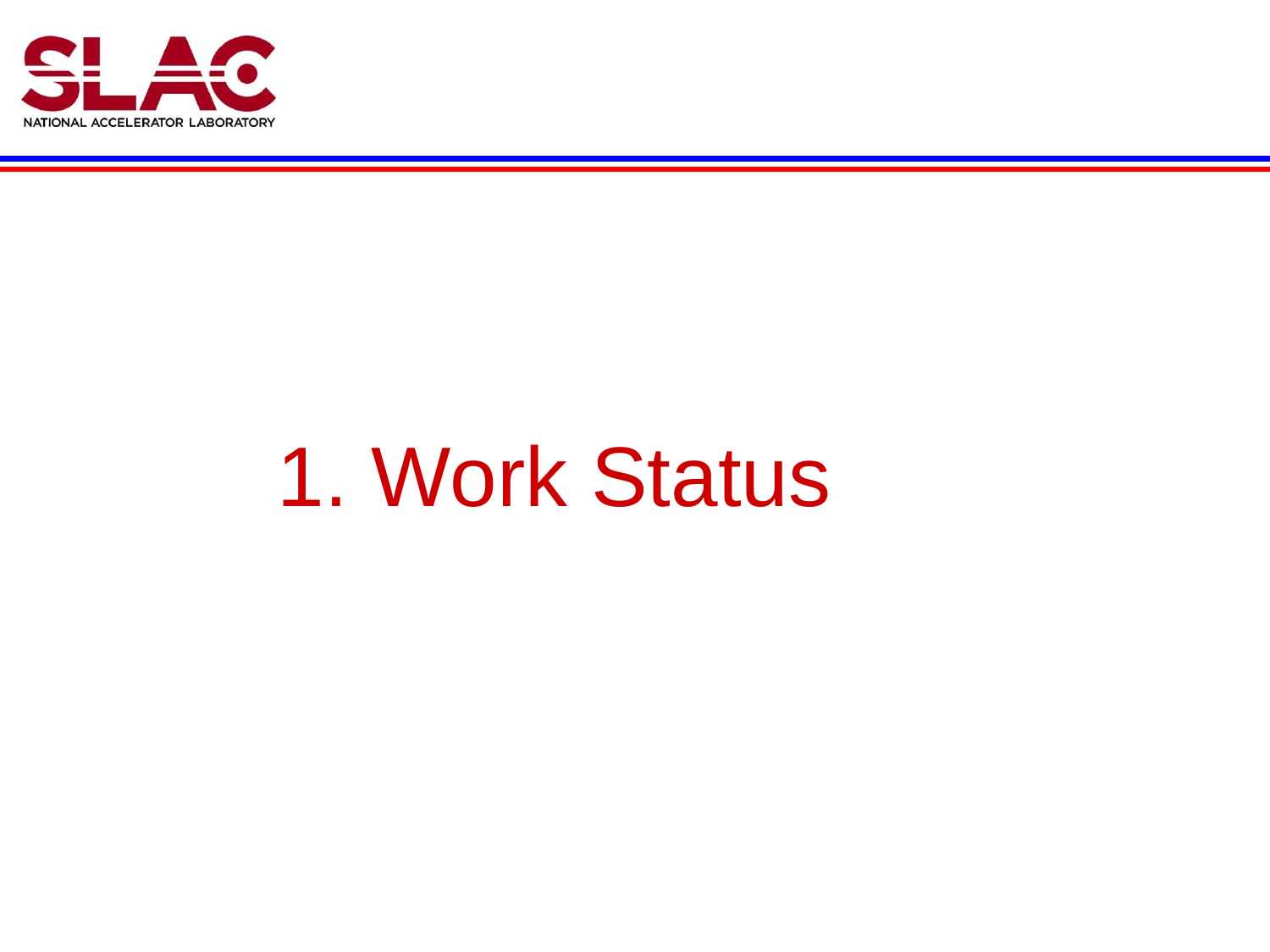# 1. Work Status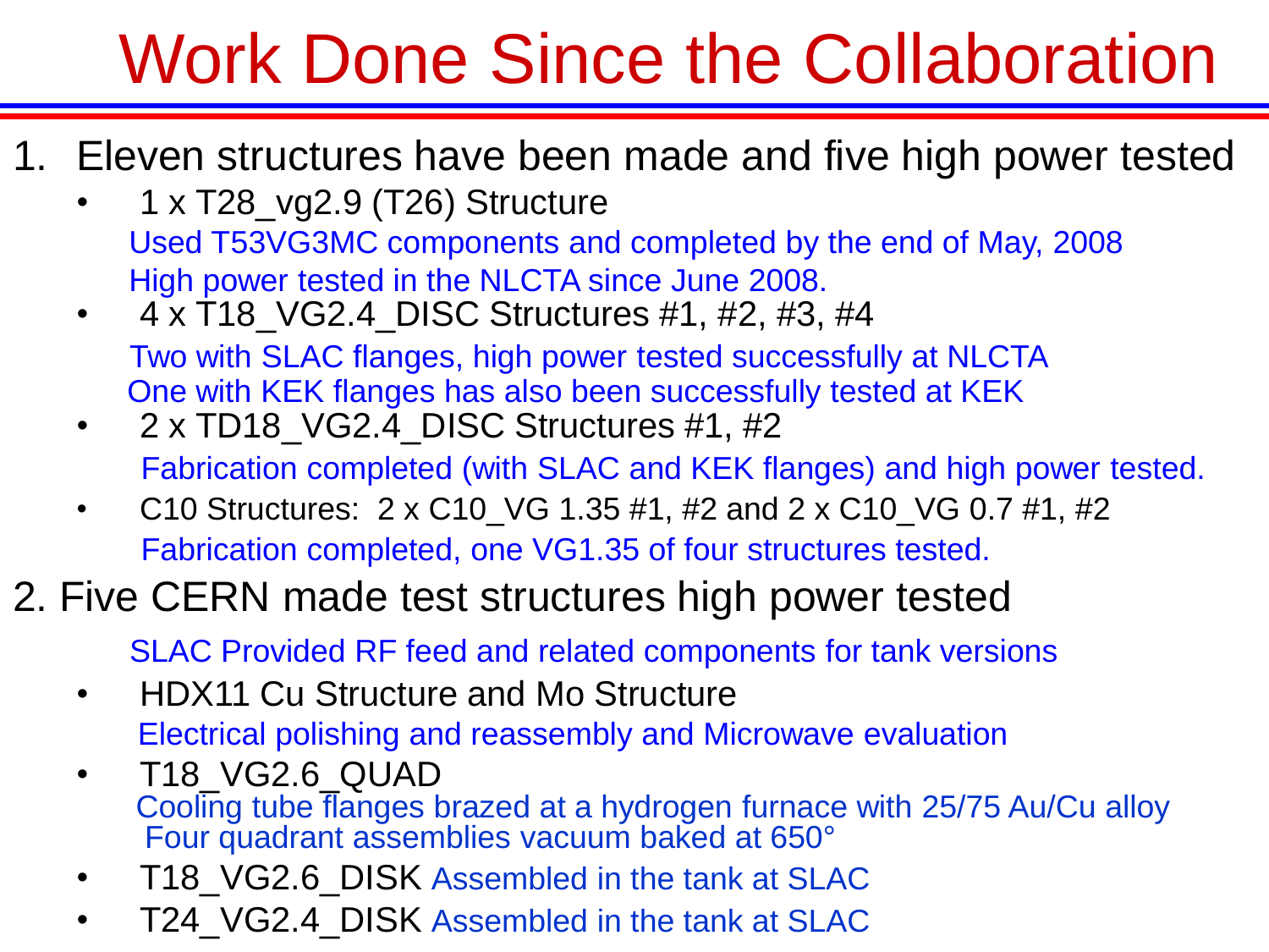# Work Done Since the Collaboration

1. Eleven structures have been made and five high power tested
   - 1 x T28_vg2.9 (T26) Structure
     
     Used T53VG3MC components and completed by the end of May, 2008
     
     High power tested in the NLCTA since June 2008.
   - 4 x T18_VG2.4_DISC Structures #1, #2, #3, #4
     
     Two with SLAC flanges, high power tested successfully at NLCTA
     
     One with KEK flanges has also been successfully tested at KEK
   - 2 x TD18_VG2.4_DISC Structures #1, #2
     
     Fabrication completed (with SLAC and KEK flanges) and high power tested.
   - C10 Structures: 2 x C10_VG 1.35 #1, #2 and 2 x C10_VG 0.7 #1, #2
     
     Fabrication completed, one VG1.35 of four structures tested.

2. Five CERN made test structures high power tested
   
   SLAC Provided RF feed and related components for tank versions
   - HDX11 Cu Structure and Mo Structure
     
     Electrical polishing and reassembly and Microwave evaluation
   - T18_VG2.6_QUAD
     
     Cooling tube flanges brazed at a hydrogen furnace with 25/75 Au/Cu alloy
     
     Four quadrant assemblies vacuum baked at 650°
   - T18_VG2.6_DISK Assembled in the tank at SLAC
   - T24_VG2.4_DISK Assembled in the tank at SLAC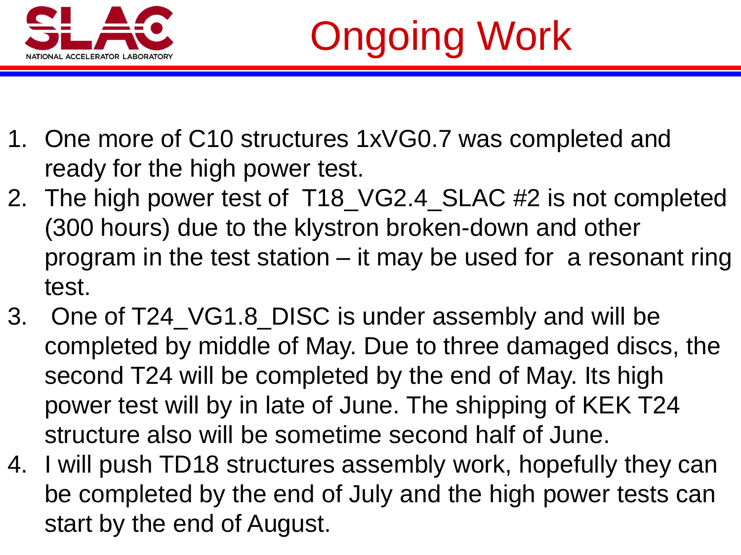# Ongoing Work

1. One more of C10 structures 1xVG0.7 was completed and ready for the high power test.
2. The high power test of T18_VG2.4_SLAC #2 is not completed (300 hours) due to the klystron broken-down and other program in the test station – it may be used for a resonant ring test.
3. One of T24_VG1.8_DISC is under assembly and will be completed by middle of May. Due to three damaged discs, the second T24 will be completed by the end of May. Its high power test will by in late of June. The shipping of KEK T24 structure also will be sometime second half of June.
4. I will push TD18 structures assembly work, hopefully they can be completed by the end of July and the high power tests can start by the end of August.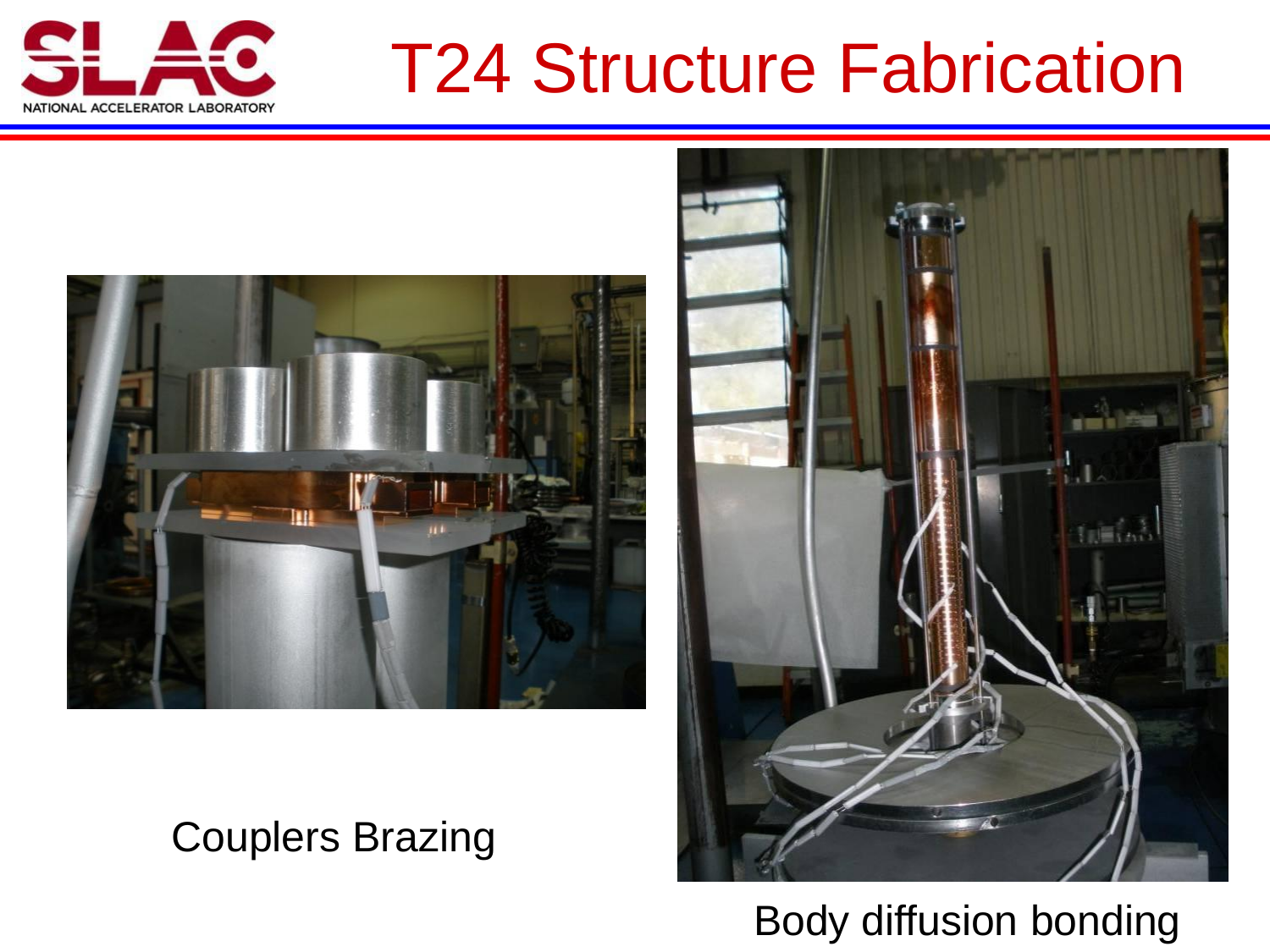# T24 Structure Fabrication

Couplers Brazing

Body diffusion bonding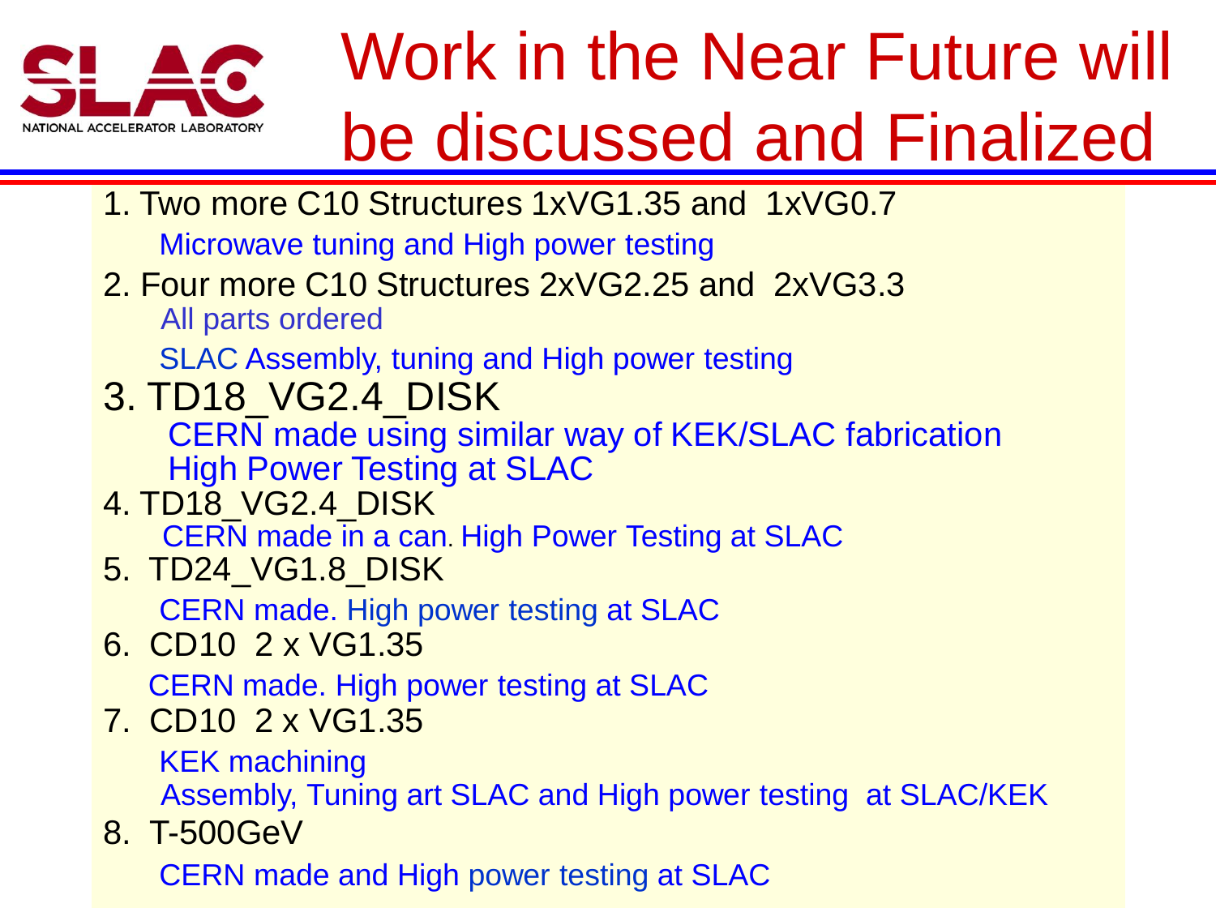# Work in the Near Future will be discussed and Finalized

1. Two more C10 Structures 1xVG1.35 and 1xVG0.7
   - Microwave tuning and High power testing
2. Four more C10 Structures 2xVG2.25 and 2xVG3.3
   - All parts ordered
   - SLAC Assembly, tuning and High power testing
3. TD18_VG2.4_DISK
   - CERN made using similar way of KEK/SLAC fabrication
   - High Power Testing at SLAC
4. TD18_VG2.4_DISK
   - CERN made in a can. High Power Testing at SLAC
5. TD24_VG1.8_DISK
   - CERN made. High power testing at SLAC
6. CD10 2 x VG1.35
   - CERN made. High power testing at SLAC
7. CD10 2 x VG1.35
   - KEK machining
   - Assembly, Tuning art SLAC and High power testing at SLAC/KEK
8. T-500GeV
   - CERN made and High power testing at SLAC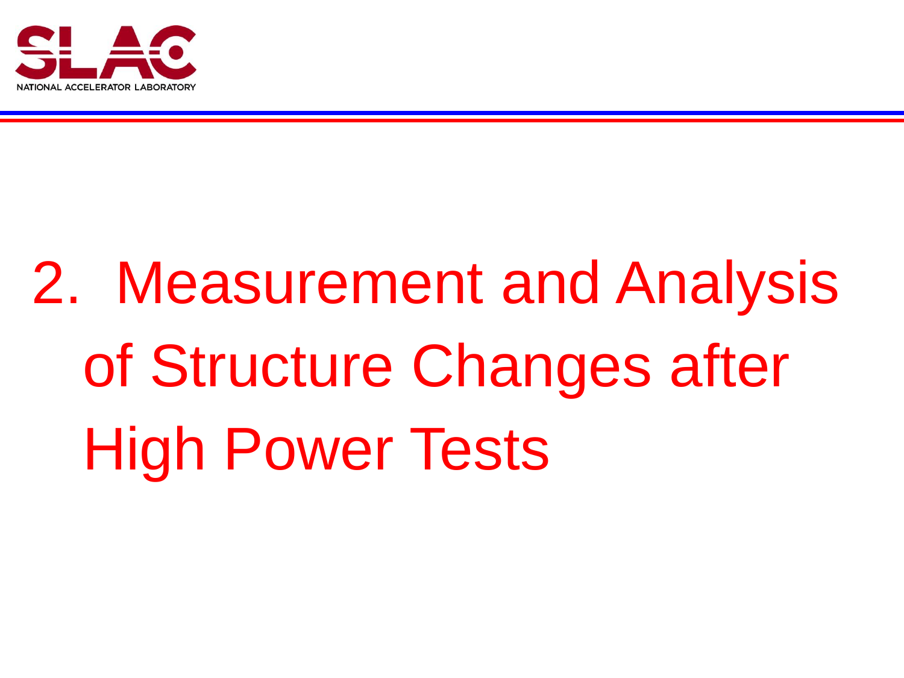# 2. Measurement and Analysis of Structure Changes after High Power Tests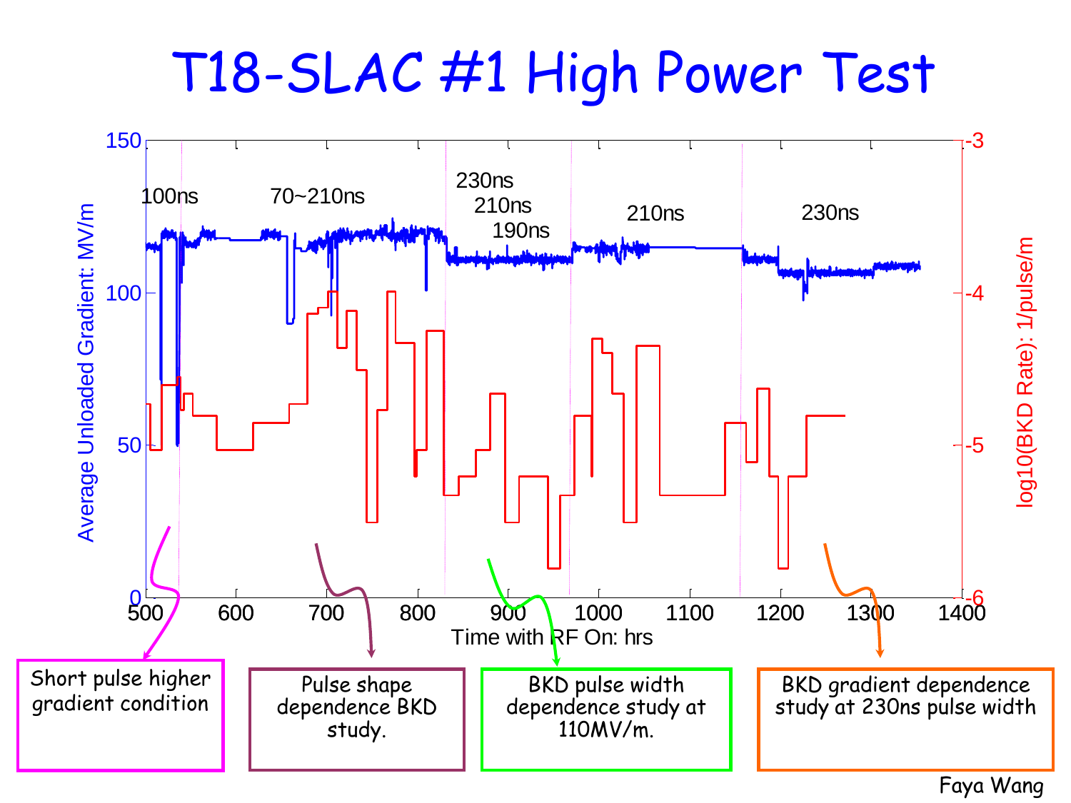# T18-SLAC #1 High Power Test

Average Unloaded Gradient: MV/m

log10(BKD Rate): 1/pulse/m

Time with RF On: hrs

100ns — 70~210ns — 230ns, 210ns, 190ns — 210ns — 230ns

Short pulse higher gradient condition

Pulse shape dependence BKD study.

BKD pulse width dependence study at 110MV/m.

BKD gradient dependence study at 230ns pulse width

Faya Wang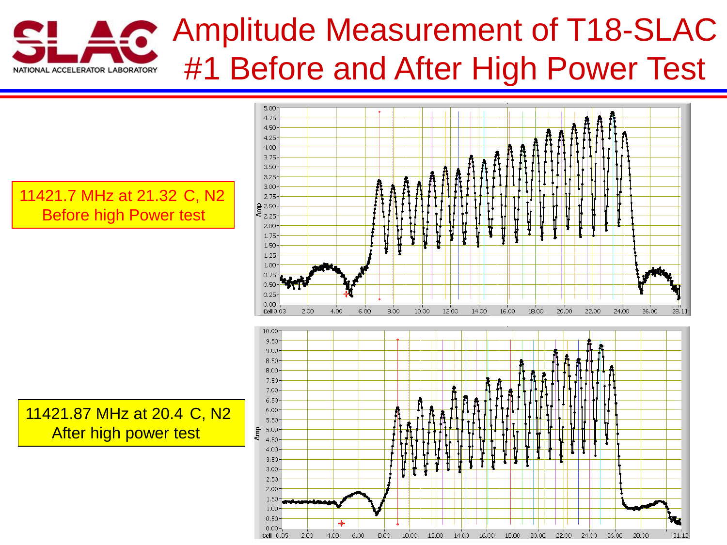# Amplitude Measurement of T18-SLAC #1 Before and After High Power Test

11421.7 MHz at 21.32 C, N2
Before high Power test

11421.87 MHz at 20.4 C, N2
After high power test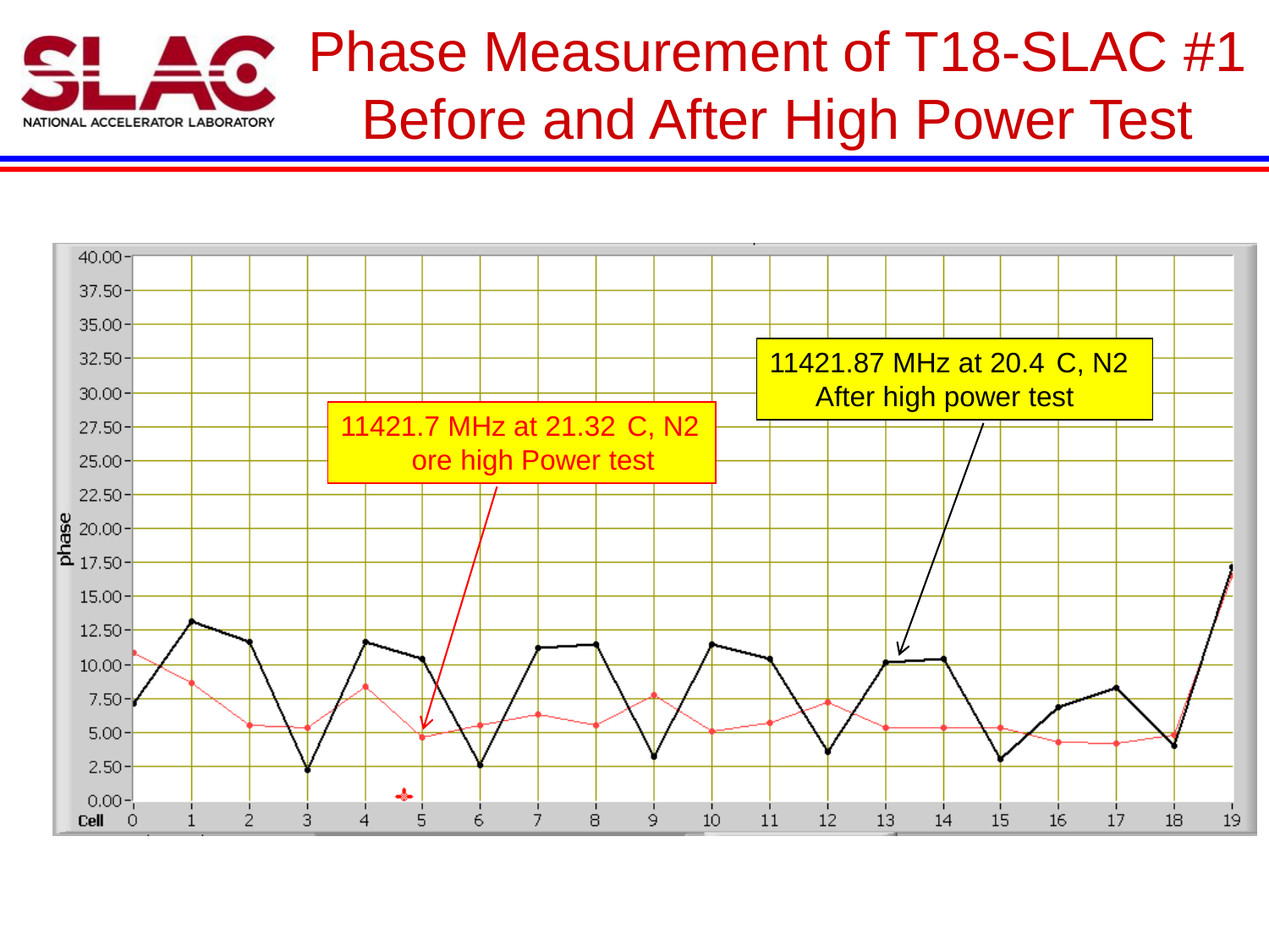# Phase Measurement of T18-SLAC #1 Before and After High Power Test

11421.7 MHz at 21.32 C, N2 ore high Power test

11421.87 MHz at 20.4 C, N2 After high power test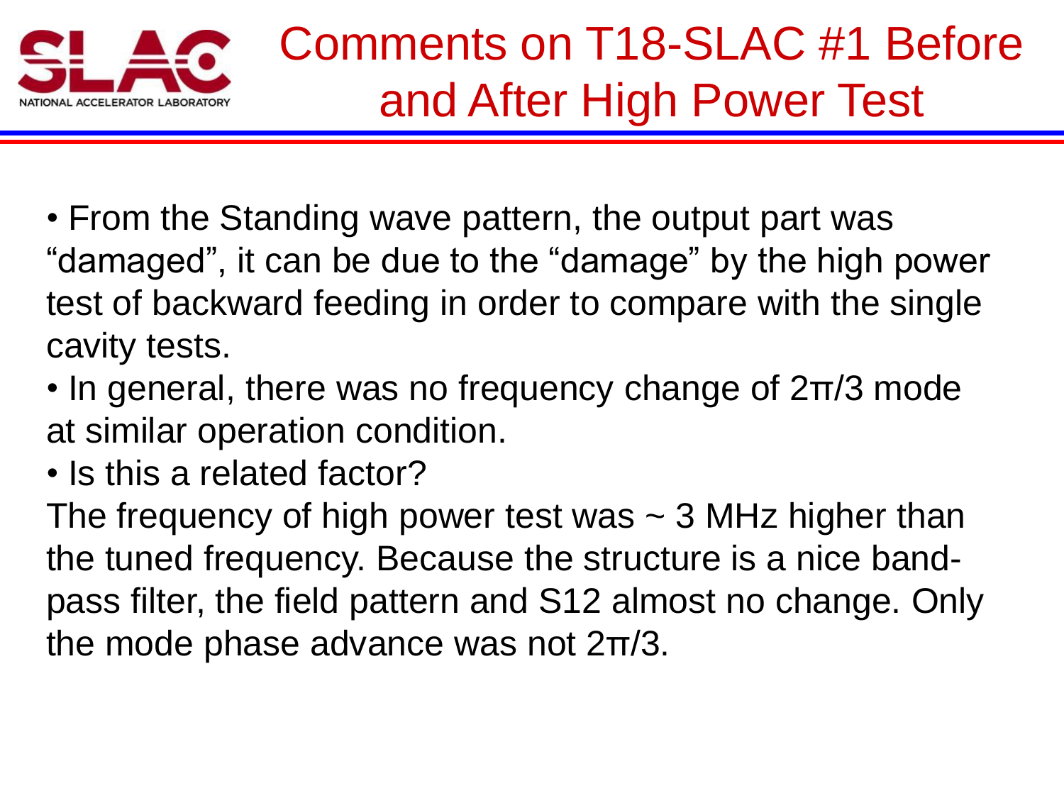# Comments on T18-SLAC #1 Before and After High Power Test

- From the Standing wave pattern, the output part was "damaged", it can be due to the "damage" by the high power test of backward feeding in order to compare with the single cavity tests.
- In general, there was no frequency change of $2\pi/3$ mode at similar operation condition.
- Is this a related factor?

The frequency of high power test was ~ 3 MHz higher than the tuned frequency. Because the structure is a nice band-pass filter, the field pattern and S12 almost no change. Only the mode phase advance was not $2\pi/3$.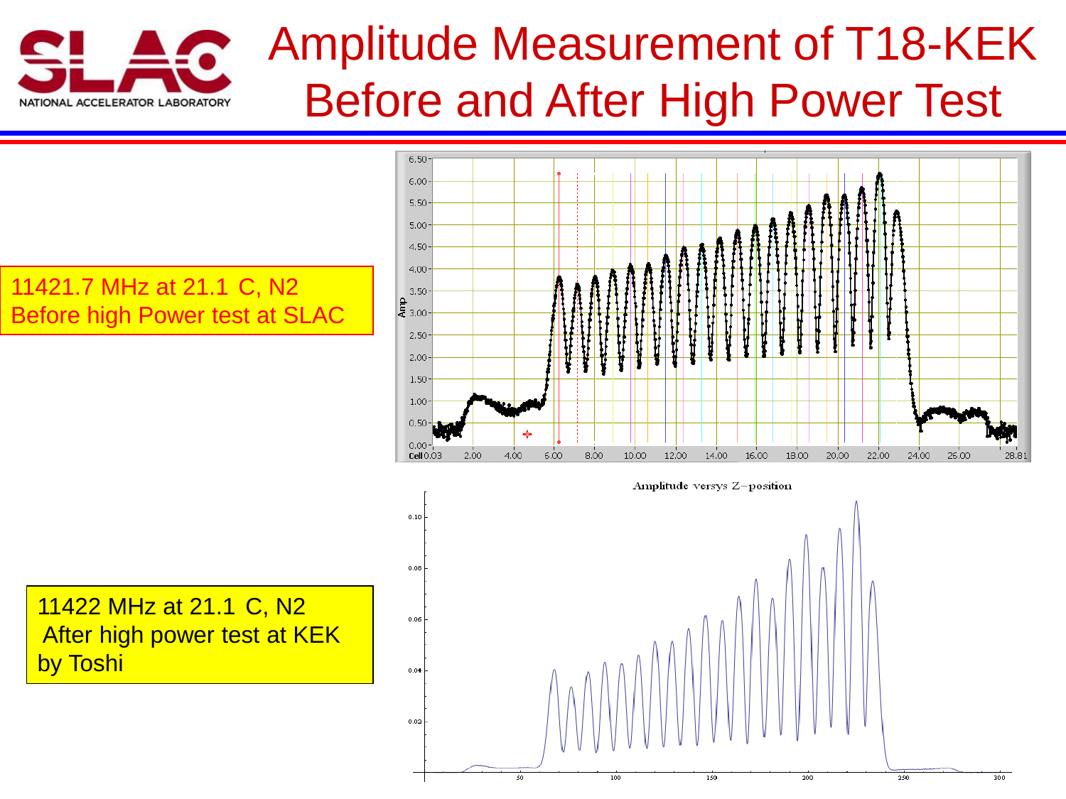# Amplitude Measurement of T18-KEK Before and After High Power Test

11421.7 MHz at 21.1 C, N2
Before high Power test at SLAC

11422 MHz at 21.1 C, N2
After high power test at KEK
by Toshi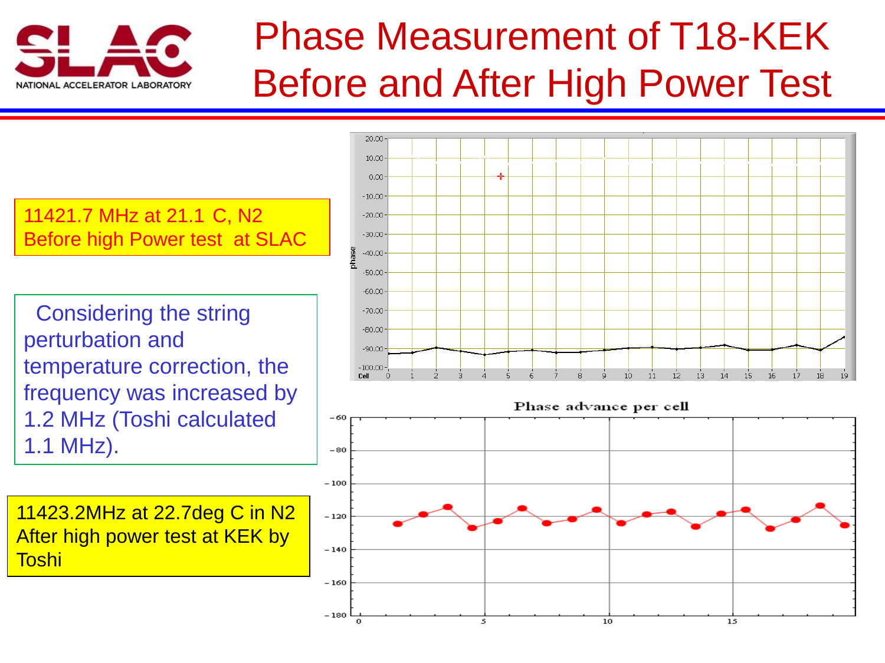# Phase Measurement of T18-KEK Before and After High Power Test

11421.7 MHz at 21.1 C, N2
Before high Power test at SLAC

Considering the string perturbation and temperature correction, the frequency was increased by 1.2 MHz (Toshi calculated 1.1 MHz).

11423.2MHz at 22.7deg C in N2
After high power test at KEK by Toshi

Phase advance per cell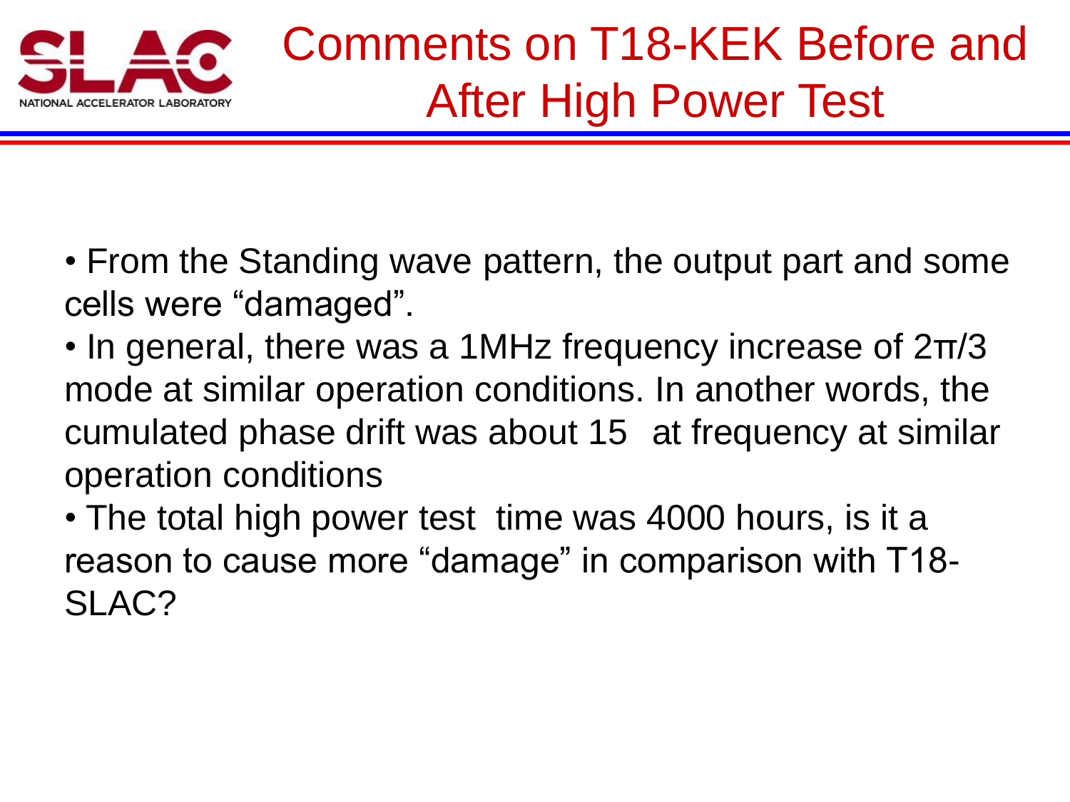# Comments on T18-KEK Before and After High Power Test

- From the Standing wave pattern, the output part and some cells were "damaged".
- In general, there was a 1MHz frequency increase of 2π/3 mode at similar operation conditions. In another words, the cumulated phase drift was about 15  at frequency at similar operation conditions
- The total high power test  time was 4000 hours, is it a reason to cause more "damage" in comparison with T18-SLAC?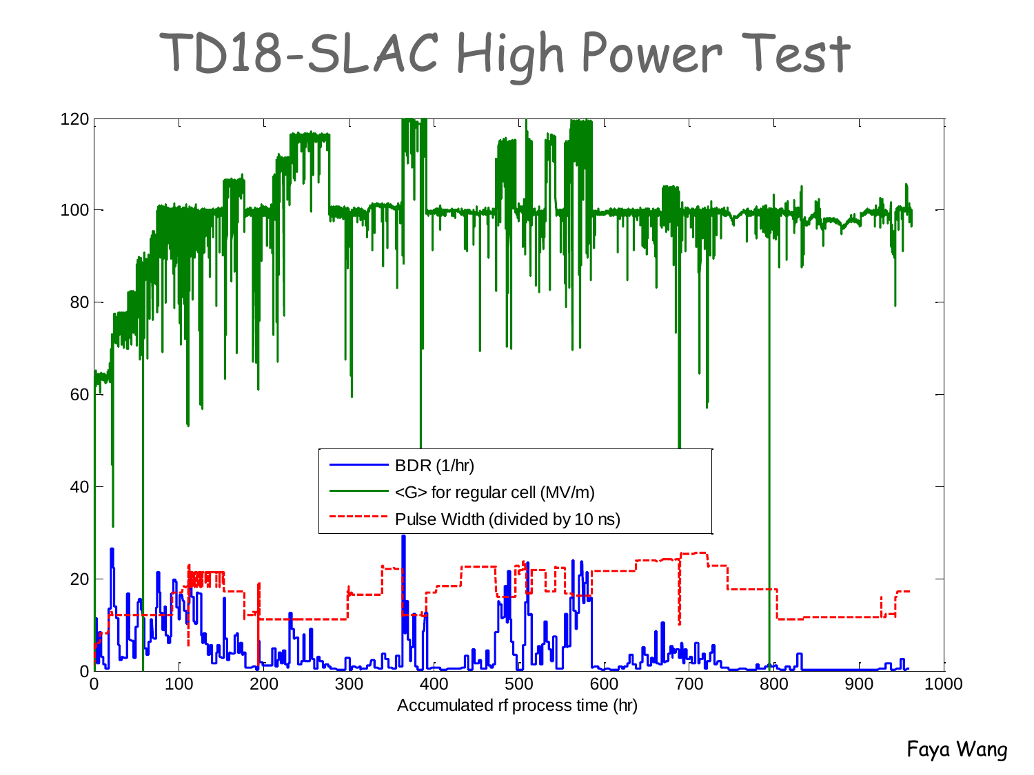# TD18-SLAC High Power Test

Faya Wang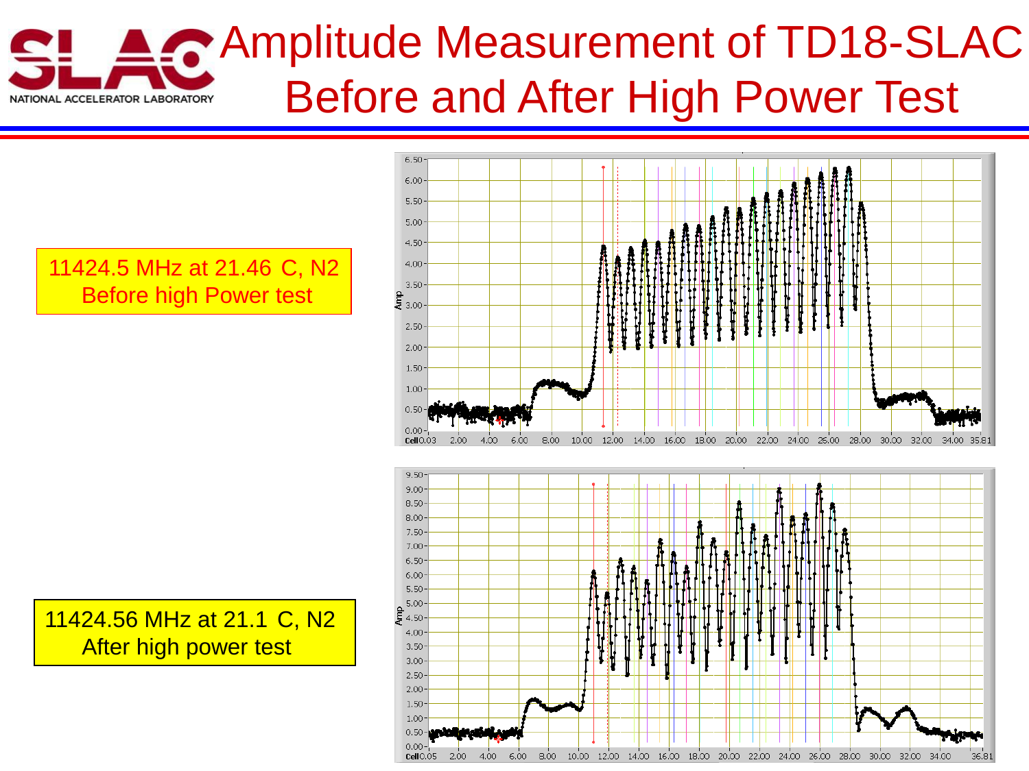# Amplitude Measurement of TD18-SLAC Before and After High Power Test

11424.5 MHz at 21.46 C, N2
Before high Power test

11424.56 MHz at 21.1 C, N2
After high power test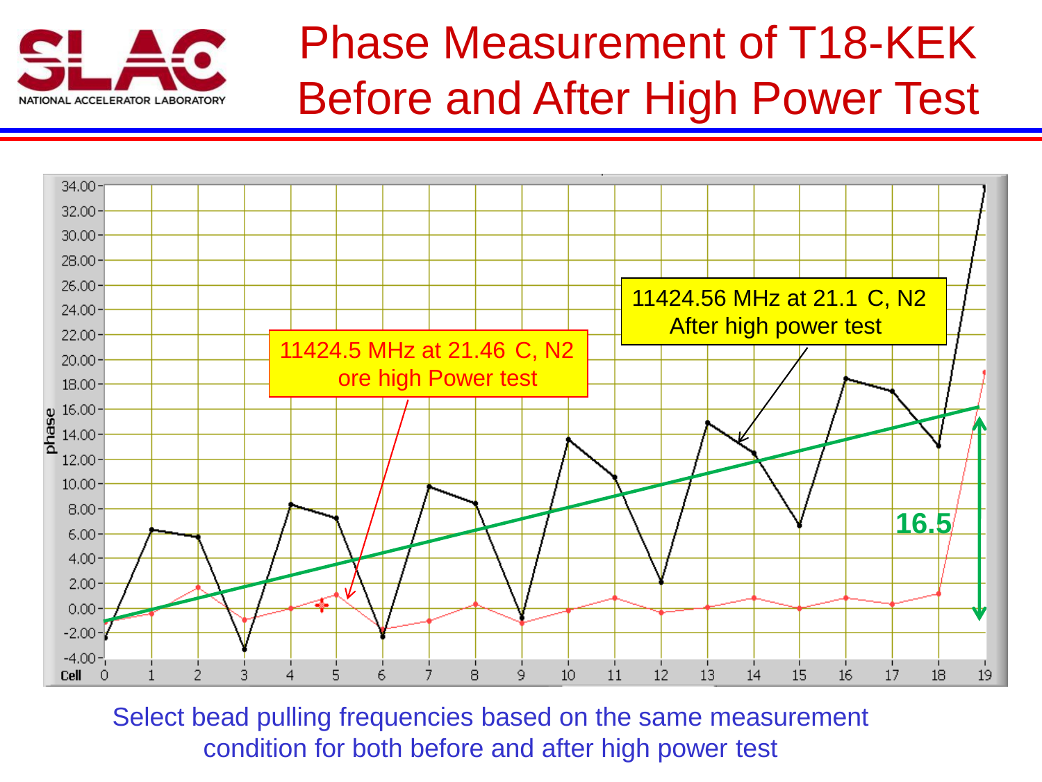# Phase Measurement of T18-KEK Before and After High Power Test

11424.5 MHz at 21.46 C, N2 ore high Power test

11424.56 MHz at 21.1 C, N2 After high power test

16.5

Select bead pulling frequencies based on the same measurement condition for both before and after high power test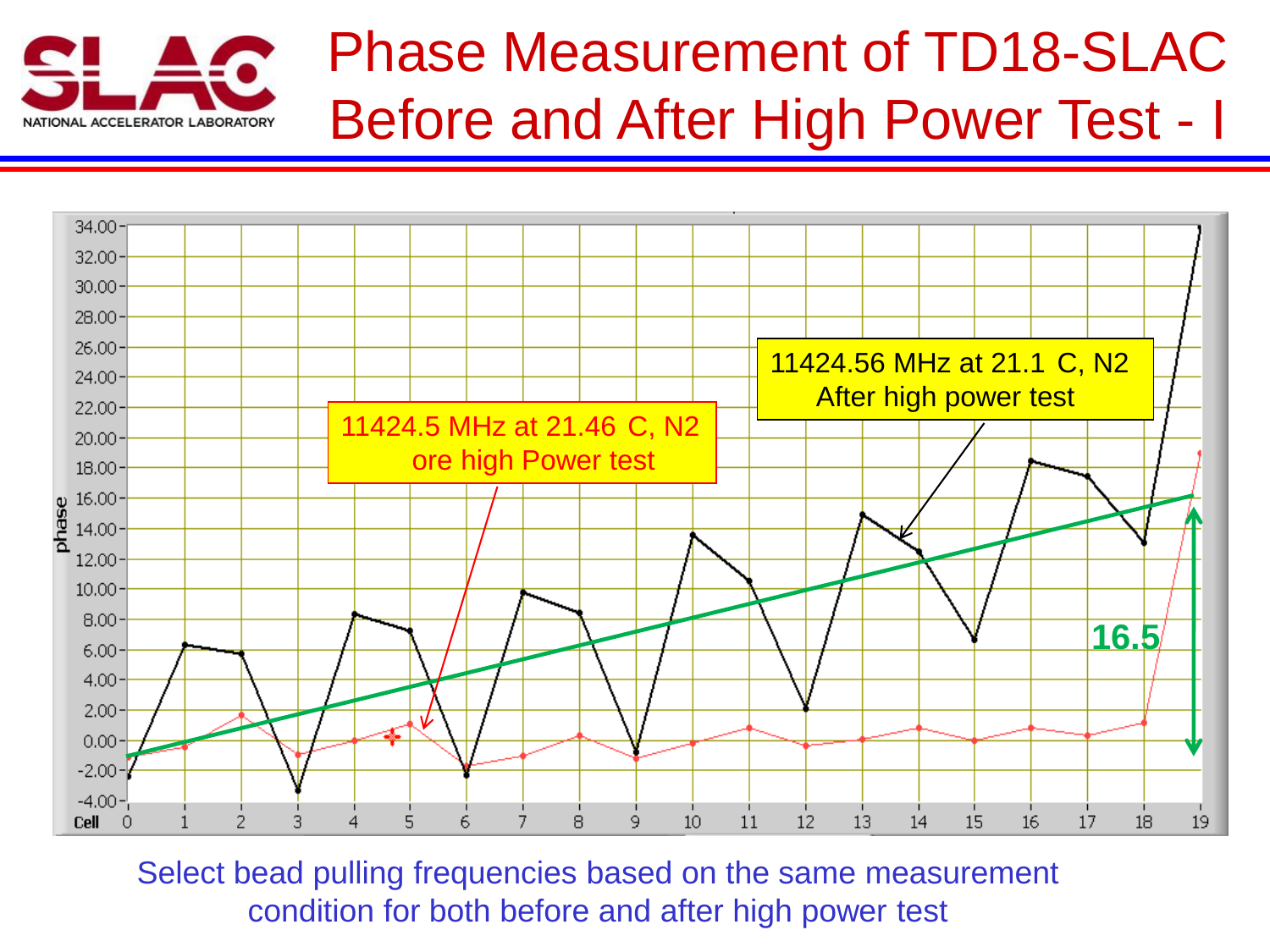# Phase Measurement of TD18-SLAC Before and After High Power Test - I

11424.56 MHz at 21.1 C, N2
After high power test

11424.5 MHz at 21.46 C, N2
ore high Power test

16.5

phase

Cell

Select bead pulling frequencies based on the same measurement condition for both before and after high power test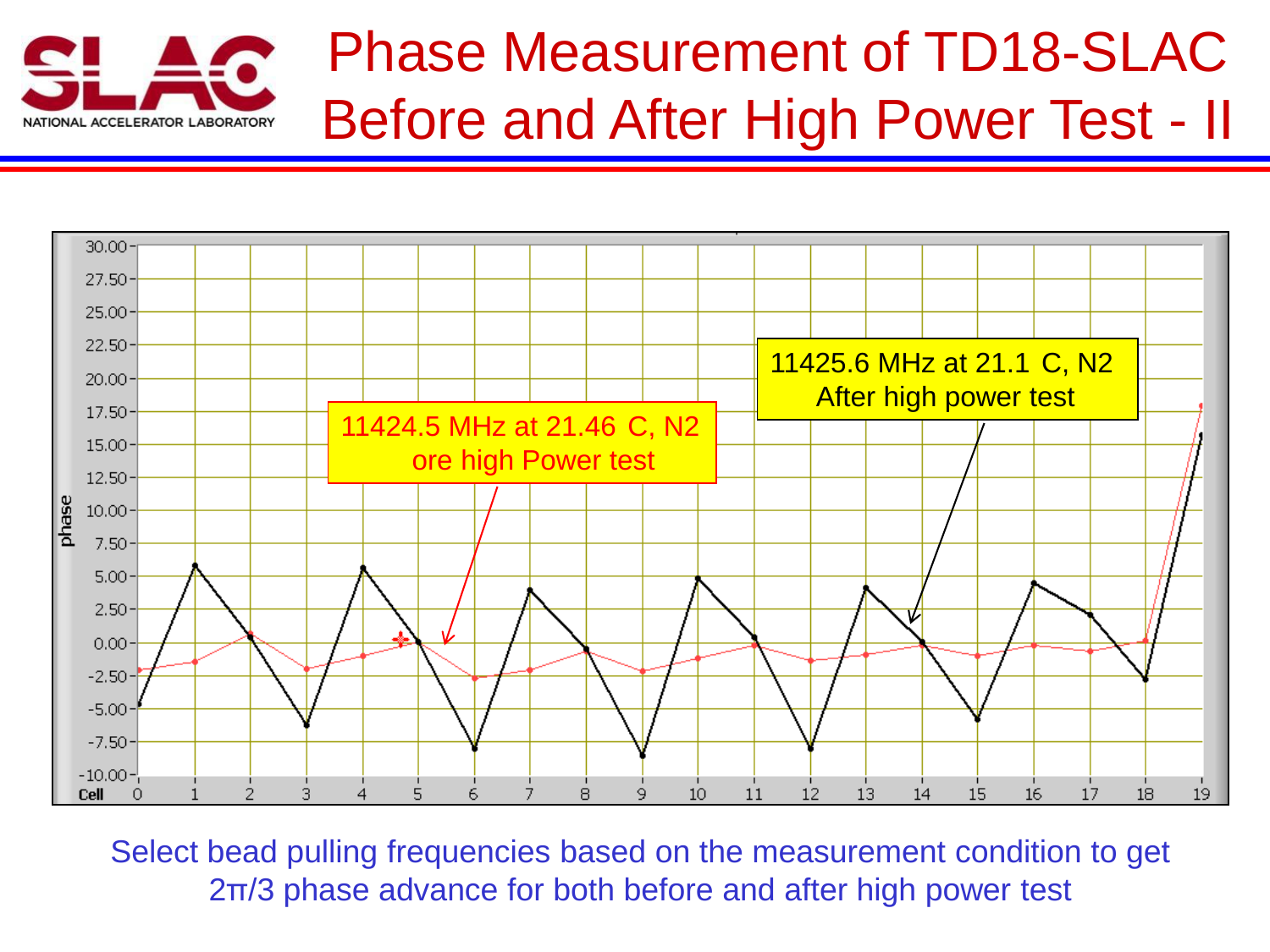# Phase Measurement of TD18-SLAC Before and After High Power Test - II

11425.6 MHz at 21.1 C, N2
After high power test

11424.5 MHz at 21.46 C, N2
ore high Power test

Select bead pulling frequencies based on the measurement condition to get 2π/3 phase advance for both before and after high power test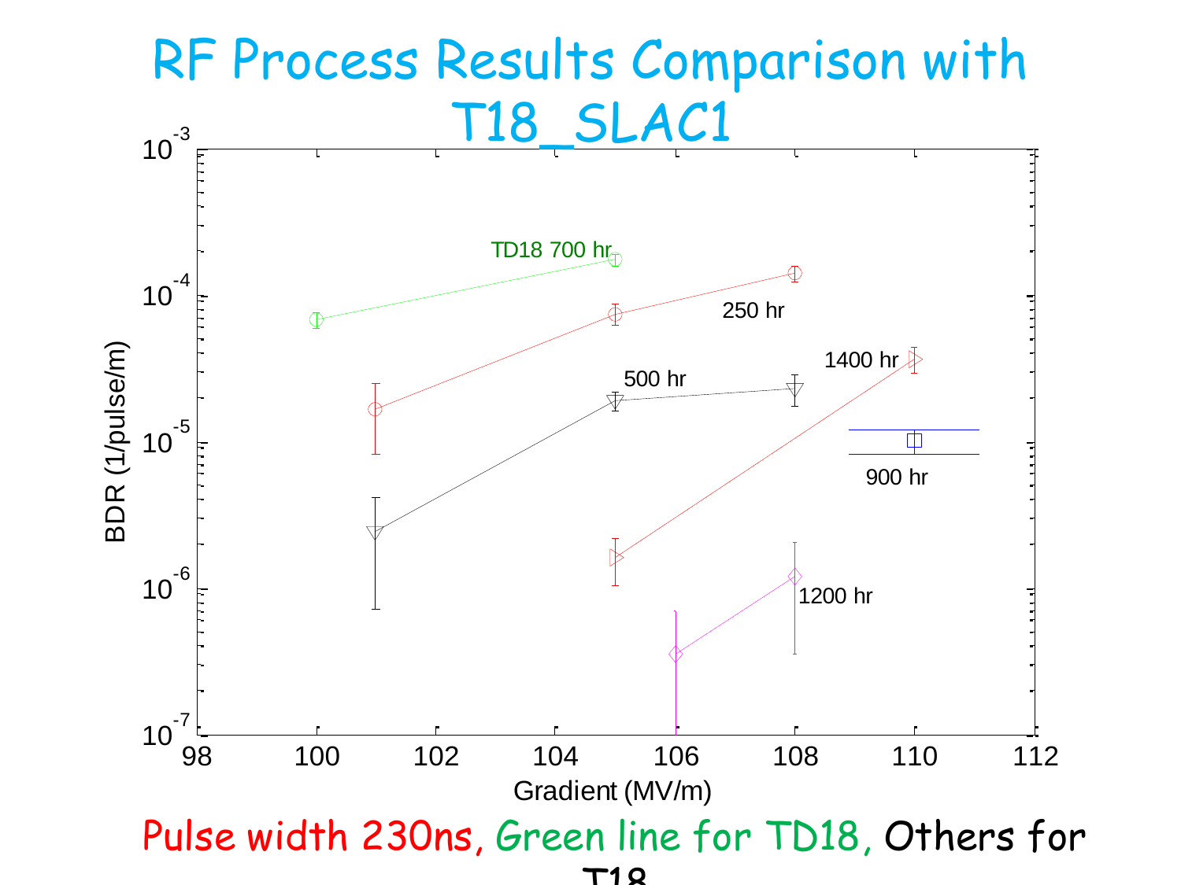# RF Process Results Comparison with T18_SLAC1

Pulse width 230ns, Green line for TD18, Others for T18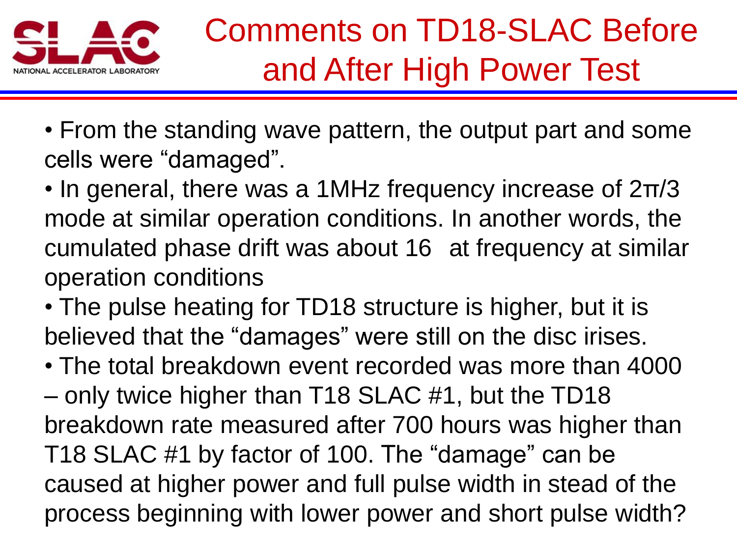# Comments on TD18-SLAC Before and After High Power Test

- From the standing wave pattern, the output part and some cells were “damaged”.
- In general, there was a 1MHz frequency increase of $2\pi/3$ mode at similar operation conditions. In another words, the cumulated phase drift was about 16  at frequency at similar operation conditions
- The pulse heating for TD18 structure is higher, but it is believed that the “damages” were still on the disc irises.
- The total breakdown event recorded was more than 4000 – only twice higher than T18 SLAC #1, but the TD18 breakdown rate measured after 700 hours was higher than T18 SLAC #1 by factor of 100. The “damage” can be caused at higher power and full pulse width in stead of the process beginning with lower power and short pulse width?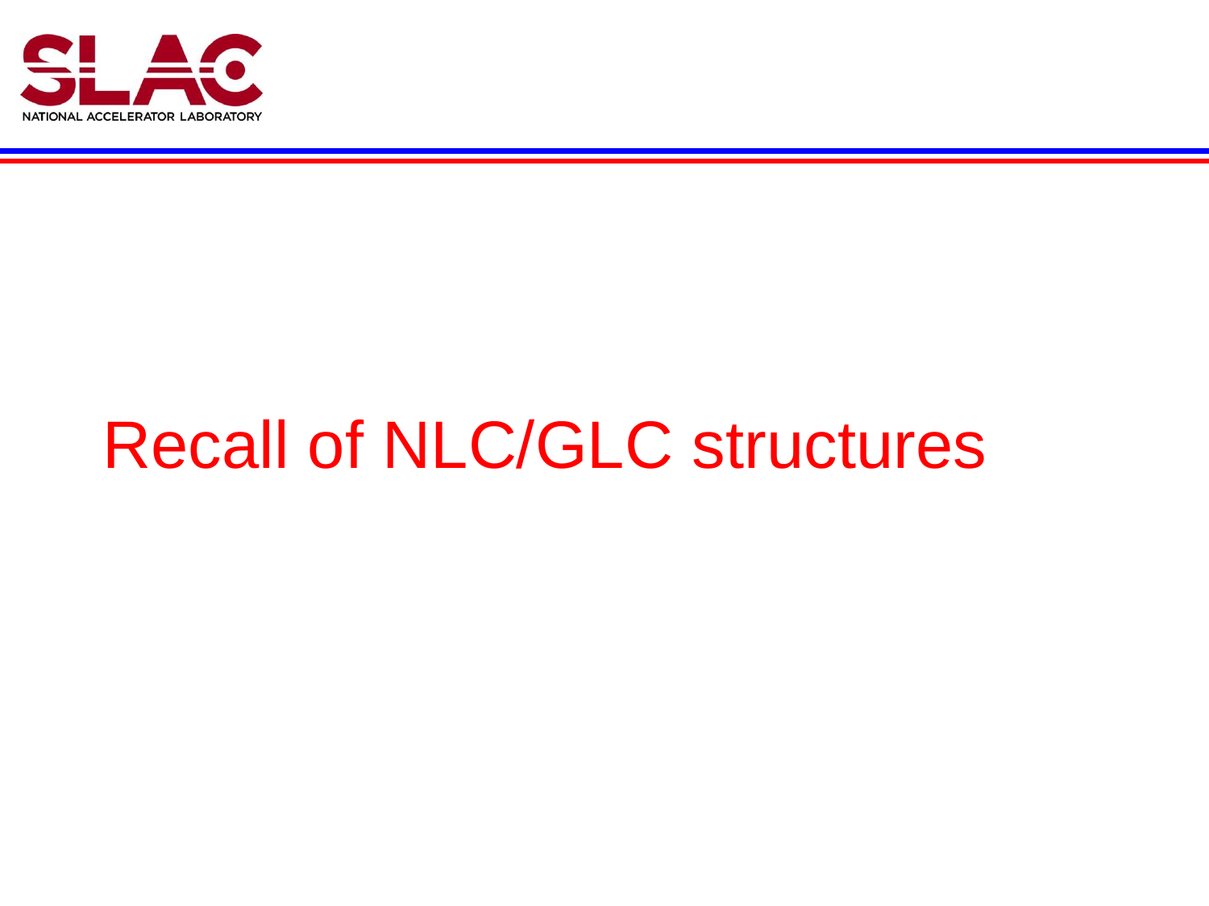# Recall of NLC/GLC structures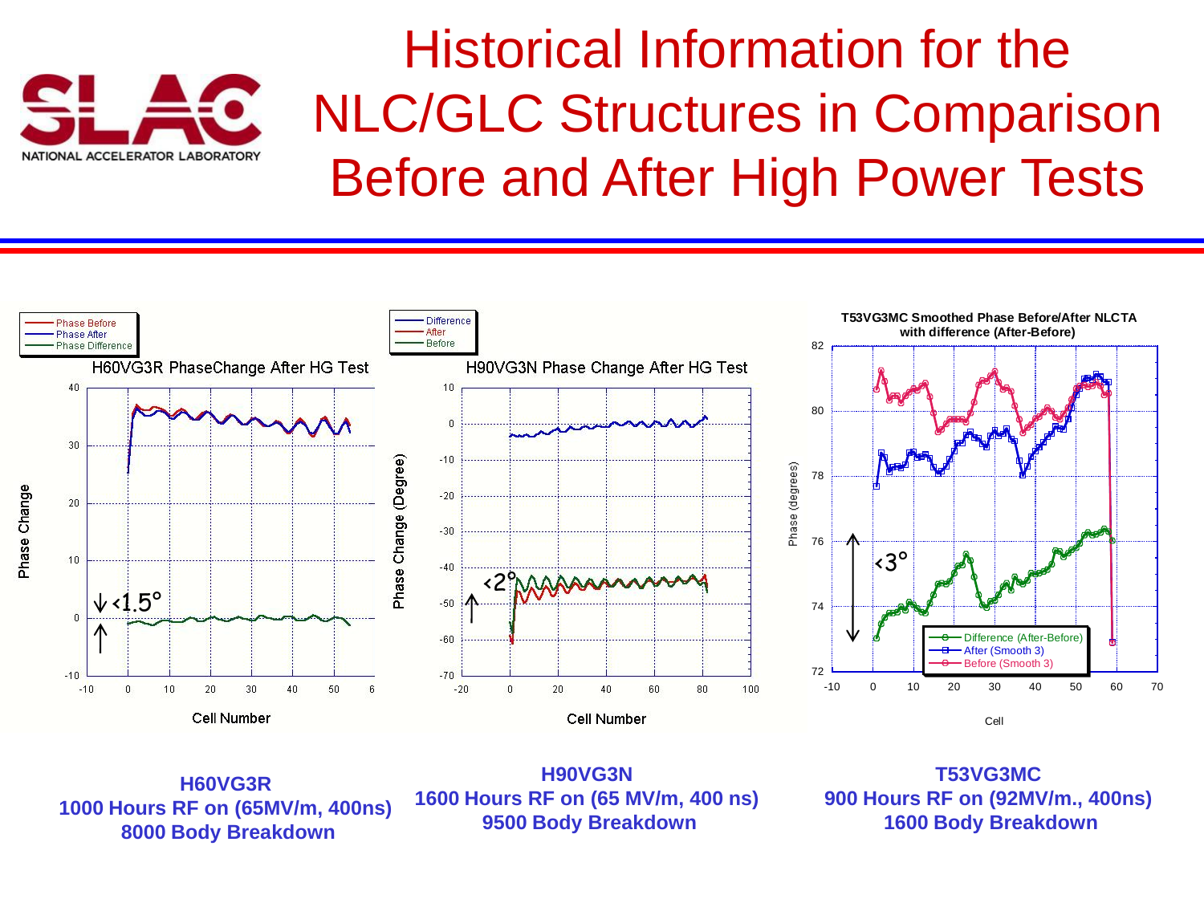# Historical Information for the NLC/GLC Structures in Comparison Before and After High Power Tests

**H60VG3R**
**1000 Hours RF on (65MV/m, 400ns)**
**8000 Body Breakdown**

**H90VG3N**
**1600 Hours RF on (65 MV/m, 400 ns)**
**9500 Body Breakdown**

**T53VG3MC**
**900 Hours RF on (92MV/m., 400ns)**
**1600 Body Breakdown**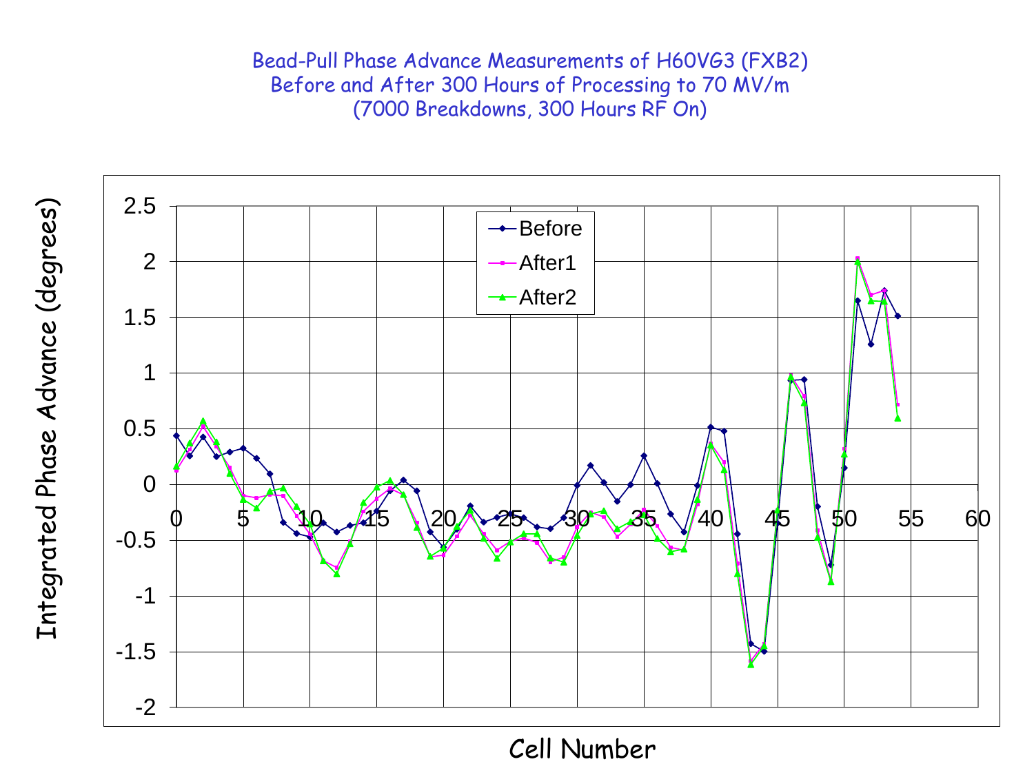# Bead-Pull Phase Advance Measurements of H60VG3 (FXB2)
# Before and After 300 Hours of Processing to 70 MV/m
# (7000 Breakdowns, 300 Hours RF On)

Integrated Phase Advance (degrees)

Legend: Before, After1, After2

Cell Number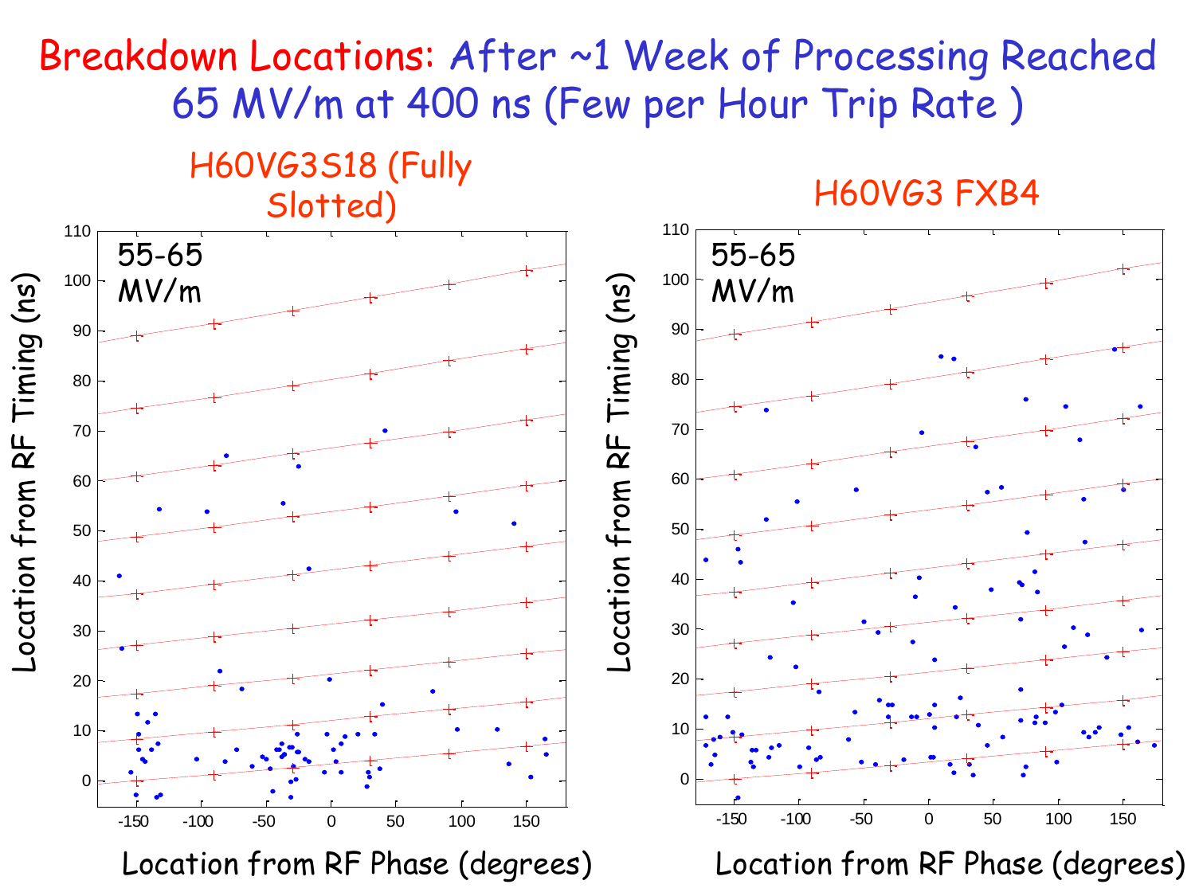# Breakdown Locations: After ~1 Week of Processing Reached 65 MV/m at 400 ns (Few per Hour Trip Rate )

## H60VG3S18 (Fully Slotted)

55-65 MV/m

Location from RF Timing (ns)

Location from RF Phase (degrees)

## H60VG3 FXB4

55-65 MV/m

Location from RF Timing (ns)

Location from RF Phase (degrees)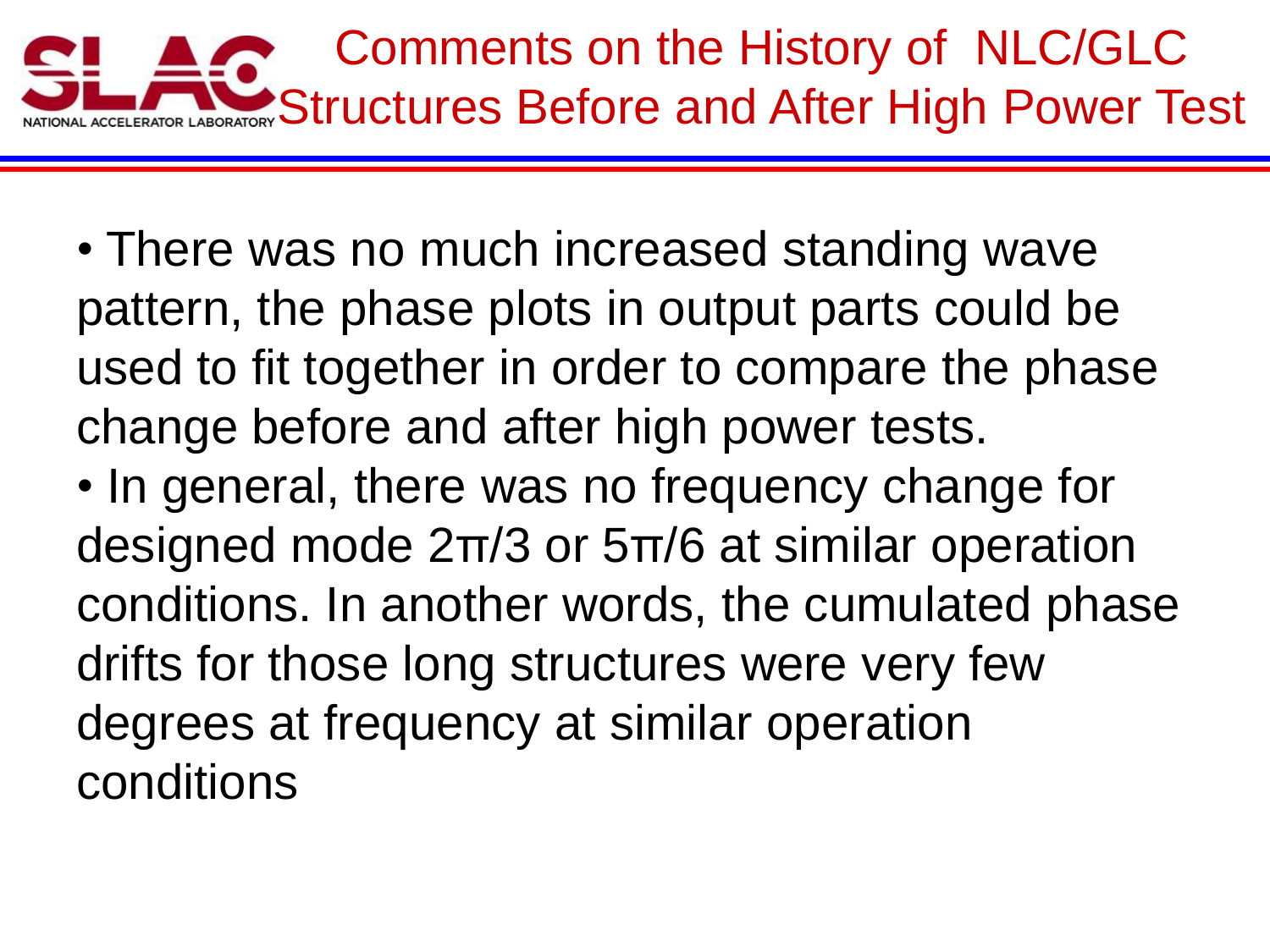# Comments on the History of NLC/GLC Structures Before and After High Power Test

- There was no much increased standing wave pattern, the phase plots in output parts could be used to fit together in order to compare the phase change before and after high power tests.
- In general, there was no frequency change for designed mode $2\pi/3$ or $5\pi/6$ at similar operation conditions. In another words, the cumulated phase drifts for those long structures were very few degrees at frequency at similar operation conditions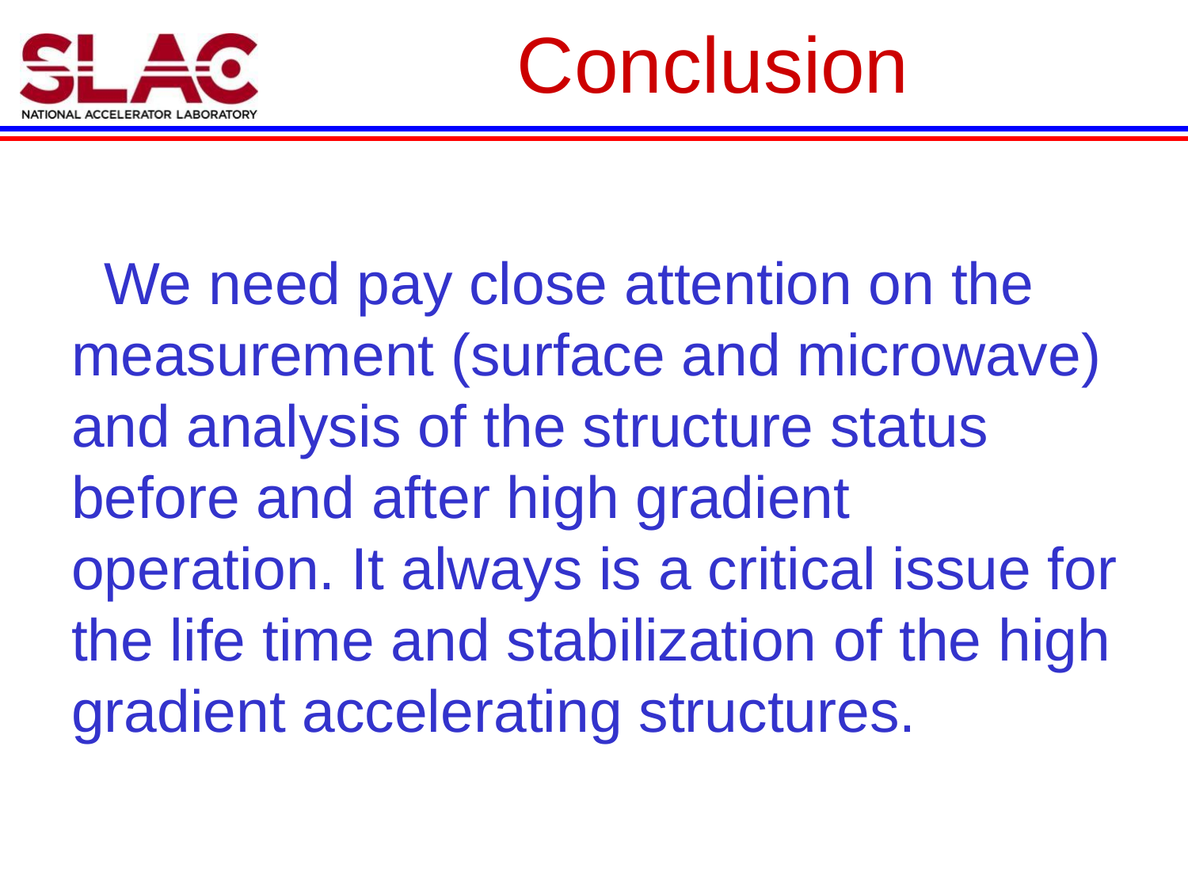# Conclusion

We need pay close attention on the measurement (surface and microwave) and analysis of the structure status before and after high gradient operation. It always is a critical issue for the life time and stabilization of the high gradient accelerating structures.